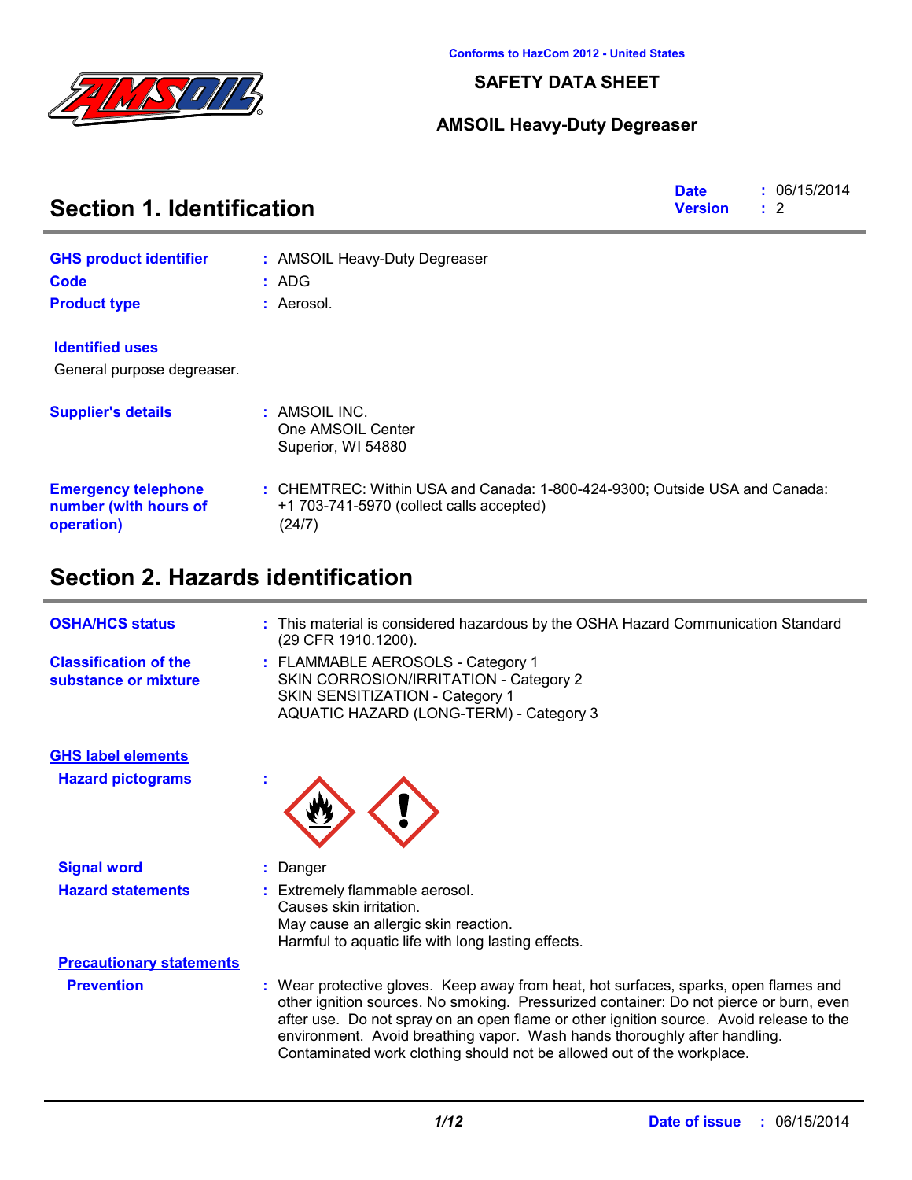Conforms to HazCom 2012 - United States

# SAFETY DATA SHEET

## AMSOIL Heavy-Duty Degreaser

## Section 1. Identification

**Date** : 06/15/2014
**Version** : 2

**GHS product identifier** : AMSOIL Heavy-Duty Degreaser
**Code** : ADG
**Product type** : Aerosol.

**Identified uses**

General purpose degreaser.

**Supplier's details** : AMSOIL INC.
One AMSOIL Center
Superior, WI 54880

**Emergency telephone number (with hours of operation)** : CHEMTREC: Within USA and Canada: 1-800-424-9300; Outside USA and Canada: +1 703-741-5970 (collect calls accepted)
(24/7)

## Section 2. Hazards identification

**OSHA/HCS status** : This material is considered hazardous by the OSHA Hazard Communication Standard (29 CFR 1910.1200).

**Classification of the substance or mixture** : FLAMMABLE AEROSOLS - Category 1
SKIN CORROSION/IRRITATION - Category 2
SKIN SENSITIZATION - Category 1
AQUATIC HAZARD (LONG-TERM) - Category 3

**GHS label elements**

**Hazard pictograms** :

**Signal word** : Danger

**Hazard statements** : Extremely flammable aerosol.
Causes skin irritation.
May cause an allergic skin reaction.
Harmful to aquatic life with long lasting effects.

**Precautionary statements**

**Prevention** : Wear protective gloves. Keep away from heat, hot surfaces, sparks, open flames and other ignition sources. No smoking. Pressurized container: Do not pierce or burn, even after use. Do not spray on an open flame or other ignition source. Avoid release to the environment. Avoid breathing vapor. Wash hands thoroughly after handling. Contaminated work clothing should not be allowed out of the workplace.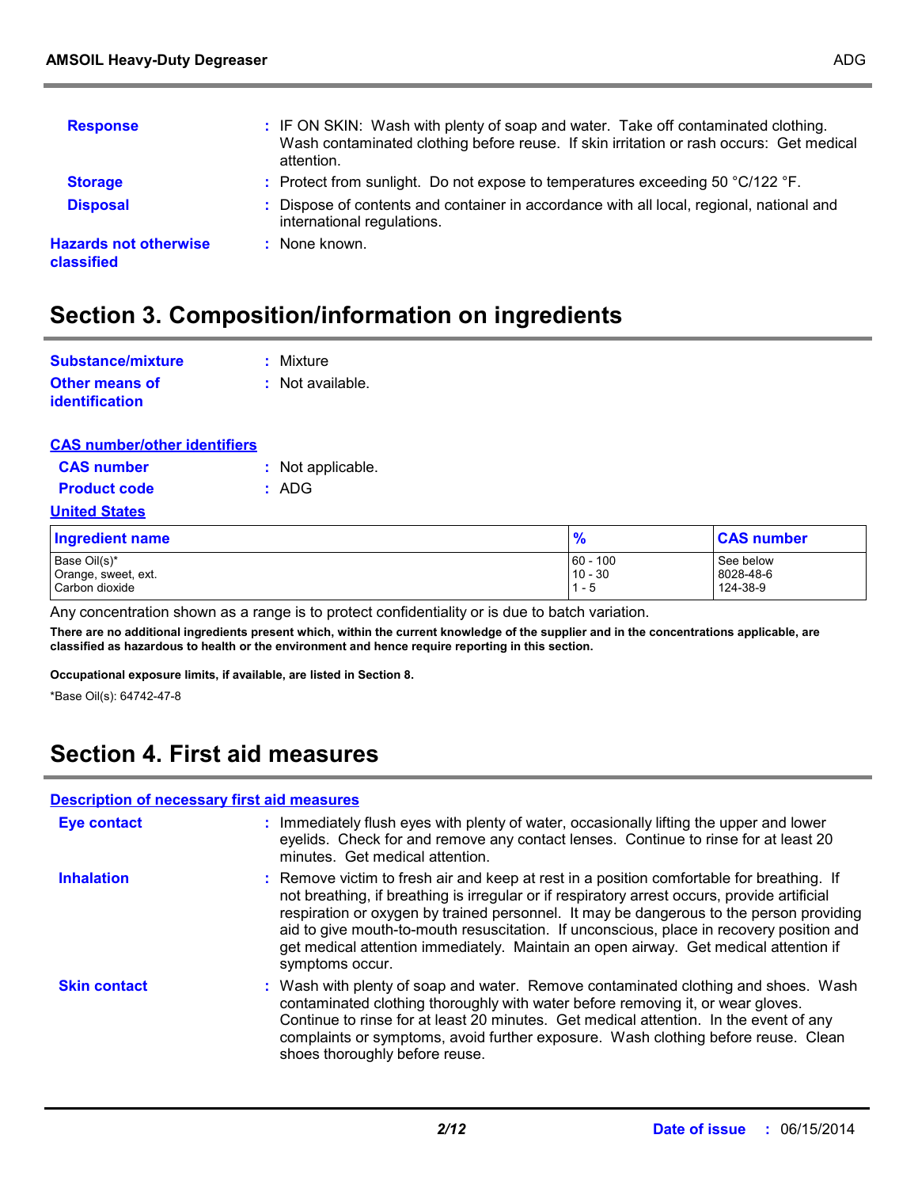**Response** : IF ON SKIN: Wash with plenty of soap and water. Take off contaminated clothing. Wash contaminated clothing before reuse. If skin irritation or rash occurs: Get medical attention.

**Storage** : Protect from sunlight. Do not expose to temperatures exceeding 50 °C/122 °F.

**Disposal** : Dispose of contents and container in accordance with all local, regional, national and international regulations.

**Hazards not otherwise classified** : None known.

## Section 3. Composition/information on ingredients

**Substance/mixture** : Mixture

**Other means of identification** : Not available.

**CAS number/other identifiers**

**CAS number** : Not applicable.

**Product code** : ADG

**United States**

| Ingredient name | % | CAS number |
|---|---|---|
| Base Oil(s)* | 60 - 100 | See below |
| Orange, sweet, ext. | 10 - 30 | 8028-48-6 |
| Carbon dioxide | 1 - 5 | 124-38-9 |

Any concentration shown as a range is to protect confidentiality or is due to batch variation.

**There are no additional ingredients present which, within the current knowledge of the supplier and in the concentrations applicable, are classified as hazardous to health or the environment and hence require reporting in this section.**

**Occupational exposure limits, if available, are listed in Section 8.**

*Base Oil(s): 64742-47-8

## Section 4. First aid measures

**Description of necessary first aid measures**

**Eye contact** : Immediately flush eyes with plenty of water, occasionally lifting the upper and lower eyelids. Check for and remove any contact lenses. Continue to rinse for at least 20 minutes. Get medical attention.

**Inhalation** : Remove victim to fresh air and keep at rest in a position comfortable for breathing. If not breathing, if breathing is irregular or if respiratory arrest occurs, provide artificial respiration or oxygen by trained personnel. It may be dangerous to the person providing aid to give mouth-to-mouth resuscitation. If unconscious, place in recovery position and get medical attention immediately. Maintain an open airway. Get medical attention if symptoms occur.

**Skin contact** : Wash with plenty of soap and water. Remove contaminated clothing and shoes. Wash contaminated clothing thoroughly with water before removing it, or wear gloves. Continue to rinse for at least 20 minutes. Get medical attention. In the event of any complaints or symptoms, avoid further exposure. Wash clothing before reuse. Clean shoes thoroughly before reuse.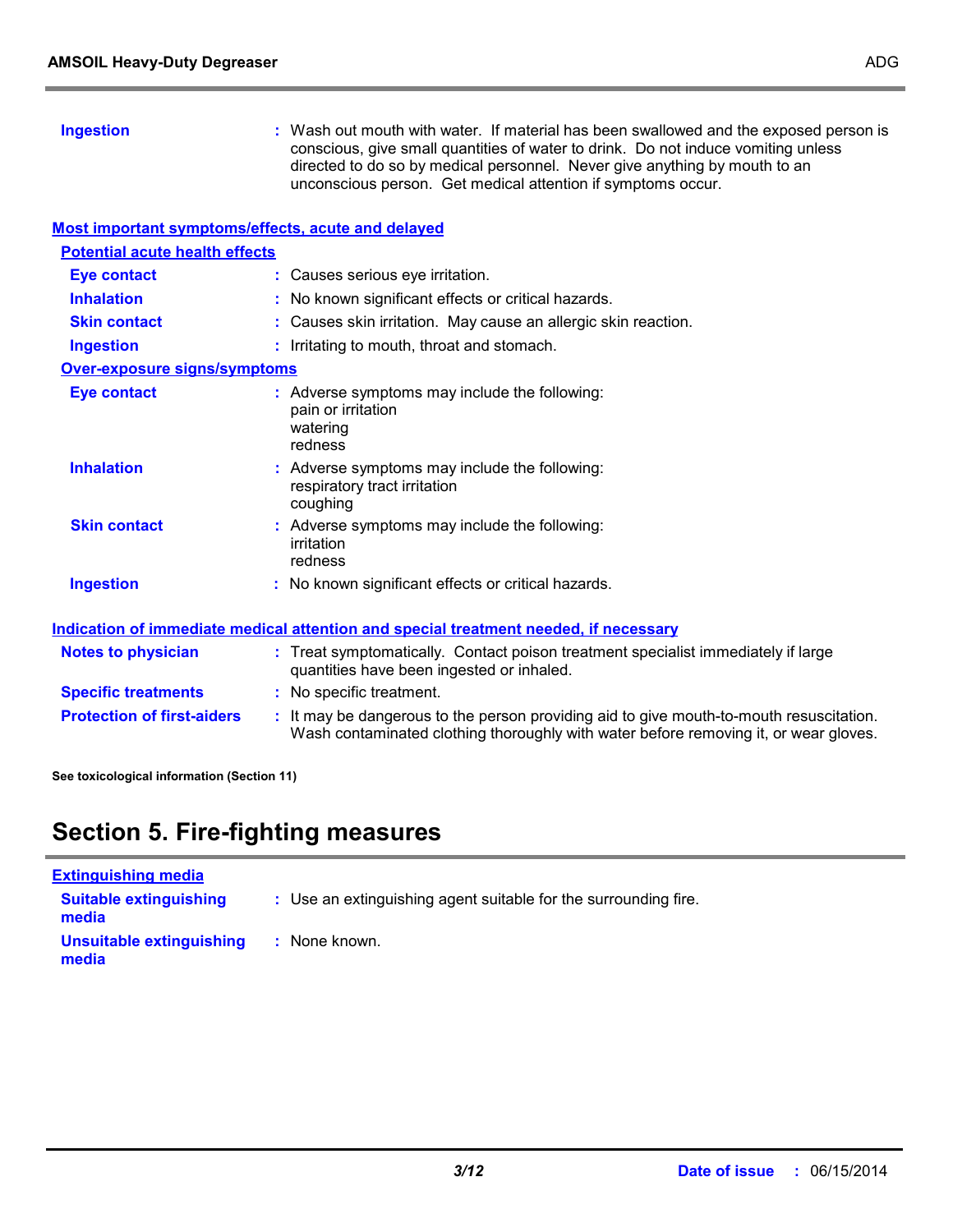**Ingestion** : Wash out mouth with water. If material has been swallowed and the exposed person is conscious, give small quantities of water to drink. Do not induce vomiting unless directed to do so by medical personnel. Never give anything by mouth to an unconscious person. Get medical attention if symptoms occur.

### Most important symptoms/effects, acute and delayed

#### Potential acute health effects

**Eye contact** : Causes serious eye irritation.

**Inhalation** : No known significant effects or critical hazards.

**Skin contact** : Causes skin irritation. May cause an allergic skin reaction.

**Ingestion** : Irritating to mouth, throat and stomach.

#### Over-exposure signs/symptoms

**Eye contact** : Adverse symptoms may include the following:
pain or irritation
watering
redness

**Inhalation** : Adverse symptoms may include the following:
respiratory tract irritation
coughing

**Skin contact** : Adverse symptoms may include the following:
irritation
redness

**Ingestion** : No known significant effects or critical hazards.

### Indication of immediate medical attention and special treatment needed, if necessary

**Notes to physician** : Treat symptomatically. Contact poison treatment specialist immediately if large quantities have been ingested or inhaled.

**Specific treatments** : No specific treatment.

**Protection of first-aiders** : It may be dangerous to the person providing aid to give mouth-to-mouth resuscitation. Wash contaminated clothing thoroughly with water before removing it, or wear gloves.

**See toxicological information (Section 11)**

# Section 5. Fire-fighting measures

### Extinguishing media

**Suitable extinguishing media** : Use an extinguishing agent suitable for the surrounding fire.

**Unsuitable extinguishing media** : None known.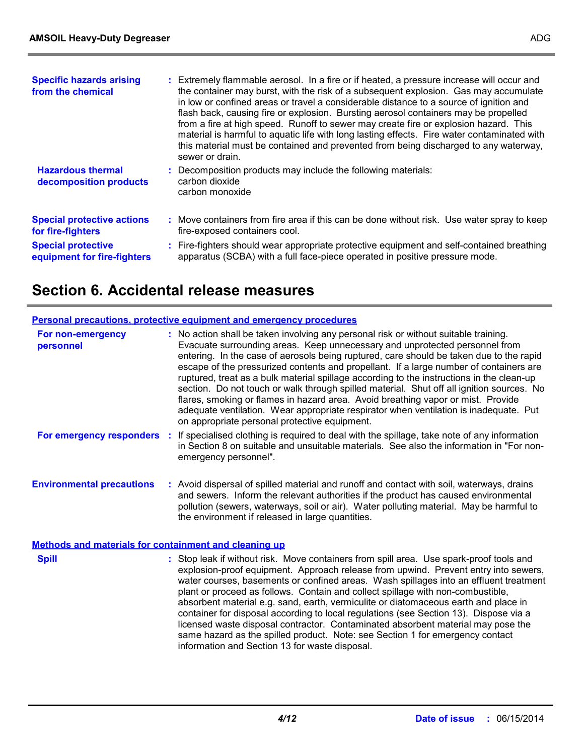**Specific hazards arising from the chemical** : Extremely flammable aerosol. In a fire or if heated, a pressure increase will occur and the container may burst, with the risk of a subsequent explosion. Gas may accumulate in low or confined areas or travel a considerable distance to a source of ignition and flash back, causing fire or explosion. Bursting aerosol containers may be propelled from a fire at high speed. Runoff to sewer may create fire or explosion hazard. This material is harmful to aquatic life with long lasting effects. Fire water contaminated with this material must be contained and prevented from being discharged to any waterway, sewer or drain.

**Hazardous thermal decomposition products** : Decomposition products may include the following materials:
carbon dioxide
carbon monoxide

**Special protective actions for fire-fighters** : Move containers from fire area if this can be done without risk. Use water spray to keep fire-exposed containers cool.

**Special protective equipment for fire-fighters** : Fire-fighters should wear appropriate protective equipment and self-contained breathing apparatus (SCBA) with a full face-piece operated in positive pressure mode.

# Section 6. Accidental release measures

## Personal precautions, protective equipment and emergency procedures

**For non-emergency personnel** : No action shall be taken involving any personal risk or without suitable training. Evacuate surrounding areas. Keep unnecessary and unprotected personnel from entering. In the case of aerosols being ruptured, care should be taken due to the rapid escape of the pressurized contents and propellant. If a large number of containers are ruptured, treat as a bulk material spillage according to the instructions in the clean-up section. Do not touch or walk through spilled material. Shut off all ignition sources. No flares, smoking or flames in hazard area. Avoid breathing vapor or mist. Provide adequate ventilation. Wear appropriate respirator when ventilation is inadequate. Put on appropriate personal protective equipment.

**For emergency responders** : If specialised clothing is required to deal with the spillage, take note of any information in Section 8 on suitable and unsuitable materials. See also the information in "For non-emergency personnel".

**Environmental precautions** : Avoid dispersal of spilled material and runoff and contact with soil, waterways, drains and sewers. Inform the relevant authorities if the product has caused environmental pollution (sewers, waterways, soil or air). Water polluting material. May be harmful to the environment if released in large quantities.

## Methods and materials for containment and cleaning up

**Spill** : Stop leak if without risk. Move containers from spill area. Use spark-proof tools and explosion-proof equipment. Approach release from upwind. Prevent entry into sewers, water courses, basements or confined areas. Wash spillages into an effluent treatment plant or proceed as follows. Contain and collect spillage with non-combustible, absorbent material e.g. sand, earth, vermiculite or diatomaceous earth and place in container for disposal according to local regulations (see Section 13). Dispose via a licensed waste disposal contractor. Contaminated absorbent material may pose the same hazard as the spilled product. Note: see Section 1 for emergency contact information and Section 13 for waste disposal.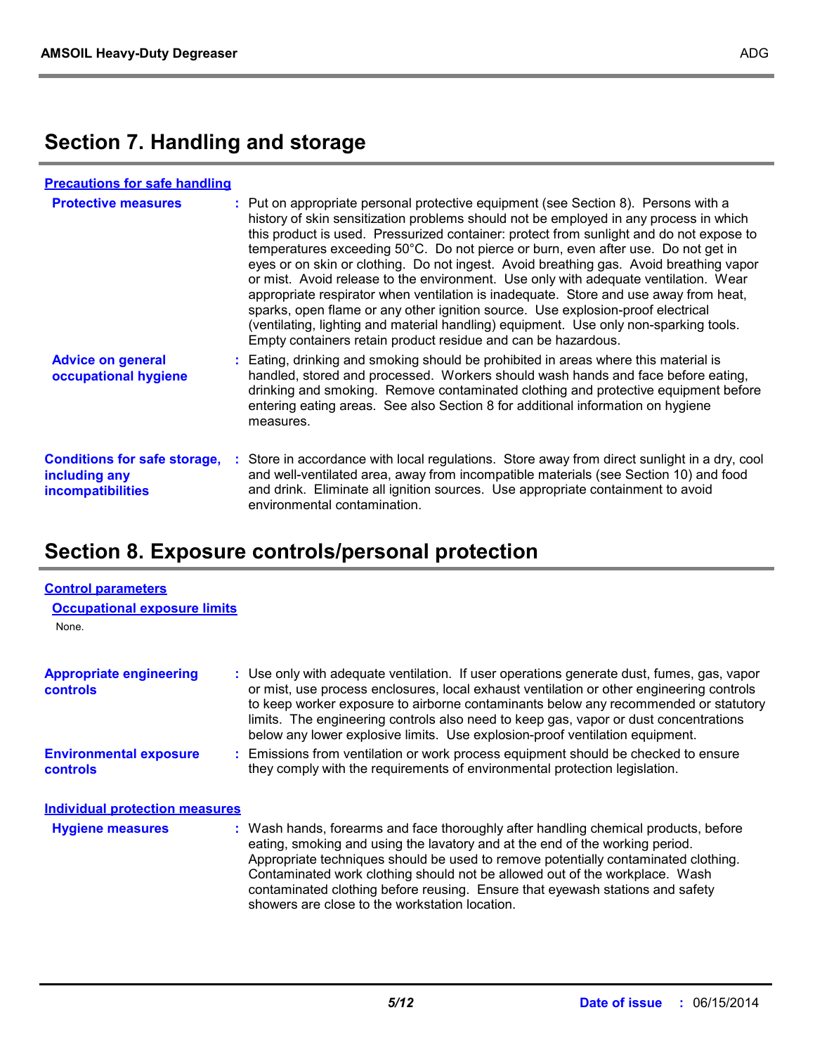## Section 7. Handling and storage

**Precautions for safe handling**

**Protective measures** : Put on appropriate personal protective equipment (see Section 8). Persons with a history of skin sensitization problems should not be employed in any process in which this product is used. Pressurized container: protect from sunlight and do not expose to temperatures exceeding 50°C. Do not pierce or burn, even after use. Do not get in eyes or on skin or clothing. Do not ingest. Avoid breathing gas. Avoid breathing vapor or mist. Avoid release to the environment. Use only with adequate ventilation. Wear appropriate respirator when ventilation is inadequate. Store and use away from heat, sparks, open flame or any other ignition source. Use explosion-proof electrical (ventilating, lighting and material handling) equipment. Use only non-sparking tools. Empty containers retain product residue and can be hazardous.

**Advice on general occupational hygiene** : Eating, drinking and smoking should be prohibited in areas where this material is handled, stored and processed. Workers should wash hands and face before eating, drinking and smoking. Remove contaminated clothing and protective equipment before entering eating areas. See also Section 8 for additional information on hygiene measures.

**Conditions for safe storage, including any incompatibilities** : Store in accordance with local regulations. Store away from direct sunlight in a dry, cool and well-ventilated area, away from incompatible materials (see Section 10) and food and drink. Eliminate all ignition sources. Use appropriate containment to avoid environmental contamination.

## Section 8. Exposure controls/personal protection

**Control parameters**

**Occupational exposure limits**

None.

**Appropriate engineering controls** : Use only with adequate ventilation. If user operations generate dust, fumes, gas, vapor or mist, use process enclosures, local exhaust ventilation or other engineering controls to keep worker exposure to airborne contaminants below any recommended or statutory limits. The engineering controls also need to keep gas, vapor or dust concentrations below any lower explosive limits. Use explosion-proof ventilation equipment.

**Environmental exposure controls** : Emissions from ventilation or work process equipment should be checked to ensure they comply with the requirements of environmental protection legislation.

**Individual protection measures**

**Hygiene measures** : Wash hands, forearms and face thoroughly after handling chemical products, before eating, smoking and using the lavatory and at the end of the working period. Appropriate techniques should be used to remove potentially contaminated clothing. Contaminated work clothing should not be allowed out of the workplace. Wash contaminated clothing before reusing. Ensure that eyewash stations and safety showers are close to the workstation location.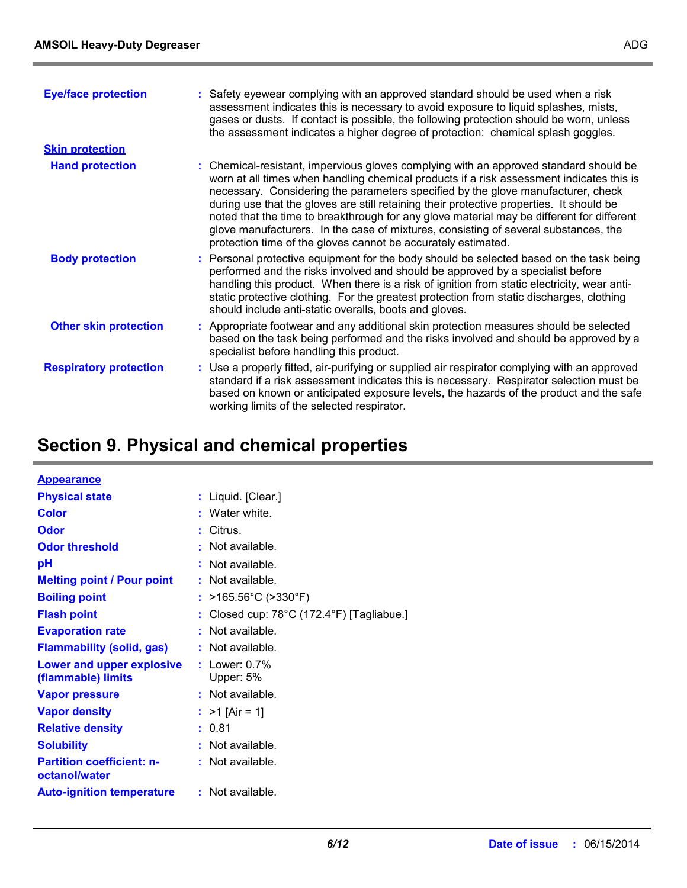| | |
|---|---|
| **Eye/face protection** | : Safety eyewear complying with an approved standard should be used when a risk assessment indicates this is necessary to avoid exposure to liquid splashes, mists, gases or dusts. If contact is possible, the following protection should be worn, unless the assessment indicates a higher degree of protection: chemical splash goggles. |

**Skin protection**

| | |
|---|---|
| **Hand protection** | : Chemical-resistant, impervious gloves complying with an approved standard should be worn at all times when handling chemical products if a risk assessment indicates this is necessary. Considering the parameters specified by the glove manufacturer, check during use that the gloves are still retaining their protective properties. It should be noted that the time to breakthrough for any glove material may be different for different glove manufacturers. In the case of mixtures, consisting of several substances, the protection time of the gloves cannot be accurately estimated. |
| **Body protection** | : Personal protective equipment for the body should be selected based on the task being performed and the risks involved and should be approved by a specialist before handling this product. When there is a risk of ignition from static electricity, wear anti-static protective clothing. For the greatest protection from static discharges, clothing should include anti-static overalls, boots and gloves. |
| **Other skin protection** | : Appropriate footwear and any additional skin protection measures should be selected based on the task being performed and the risks involved and should be approved by a specialist before handling this product. |
| **Respiratory protection** | : Use a properly fitted, air-purifying or supplied air respirator complying with an approved standard if a risk assessment indicates this is necessary. Respirator selection must be based on known or anticipated exposure levels, the hazards of the product and the safe working limits of the selected respirator. |

# Section 9. Physical and chemical properties

**Appearance**

| | |
|---|---|
| **Physical state** | : Liquid. [Clear.] |
| **Color** | : Water white. |
| **Odor** | : Citrus. |
| **Odor threshold** | : Not available. |
| **pH** | : Not available. |
| **Melting point / Pour point** | : Not available. |
| **Boiling point** | : >165.56°C (>330°F) |
| **Flash point** | : Closed cup: 78°C (172.4°F) [Tagliabue.] |
| **Evaporation rate** | : Not available. |
| **Flammability (solid, gas)** | : Not available. |
| **Lower and upper explosive (flammable) limits** | : Lower: 0.7%<br>Upper: 5% |
| **Vapor pressure** | : Not available. |
| **Vapor density** | : >1 [Air = 1] |
| **Relative density** | : 0.81 |
| **Solubility** | : Not available. |
| **Partition coefficient: n-octanol/water** | : Not available. |
| **Auto-ignition temperature** | : Not available. |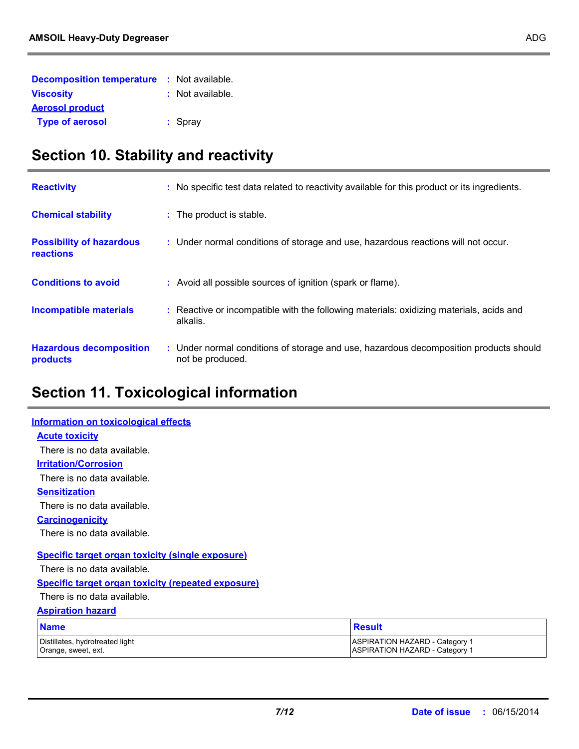**Decomposition temperature** : Not available.

**Viscosity** : Not available.

**Aerosol product**

**Type of aerosol** : Spray

## Section 10. Stability and reactivity

**Reactivity** : No specific test data related to reactivity available for this product or its ingredients.

**Chemical stability** : The product is stable.

**Possibility of hazardous reactions** : Under normal conditions of storage and use, hazardous reactions will not occur.

**Conditions to avoid** : Avoid all possible sources of ignition (spark or flame).

**Incompatible materials** : Reactive or incompatible with the following materials: oxidizing materials, acids and alkalis.

**Hazardous decomposition products** : Under normal conditions of storage and use, hazardous decomposition products should not be produced.

## Section 11. Toxicological information

**Information on toxicological effects**

**Acute toxicity**

There is no data available.

**Irritation/Corrosion**

There is no data available.

**Sensitization**

There is no data available.

**Carcinogenicity**

There is no data available.

**Specific target organ toxicity (single exposure)**

There is no data available.

**Specific target organ toxicity (repeated exposure)**

There is no data available.

**Aspiration hazard**

| Name | Result |
| --- | --- |
| Distillates, hydrotreated light | ASPIRATION HAZARD - Category 1 |
| Orange, sweet, ext. | ASPIRATION HAZARD - Category 1 |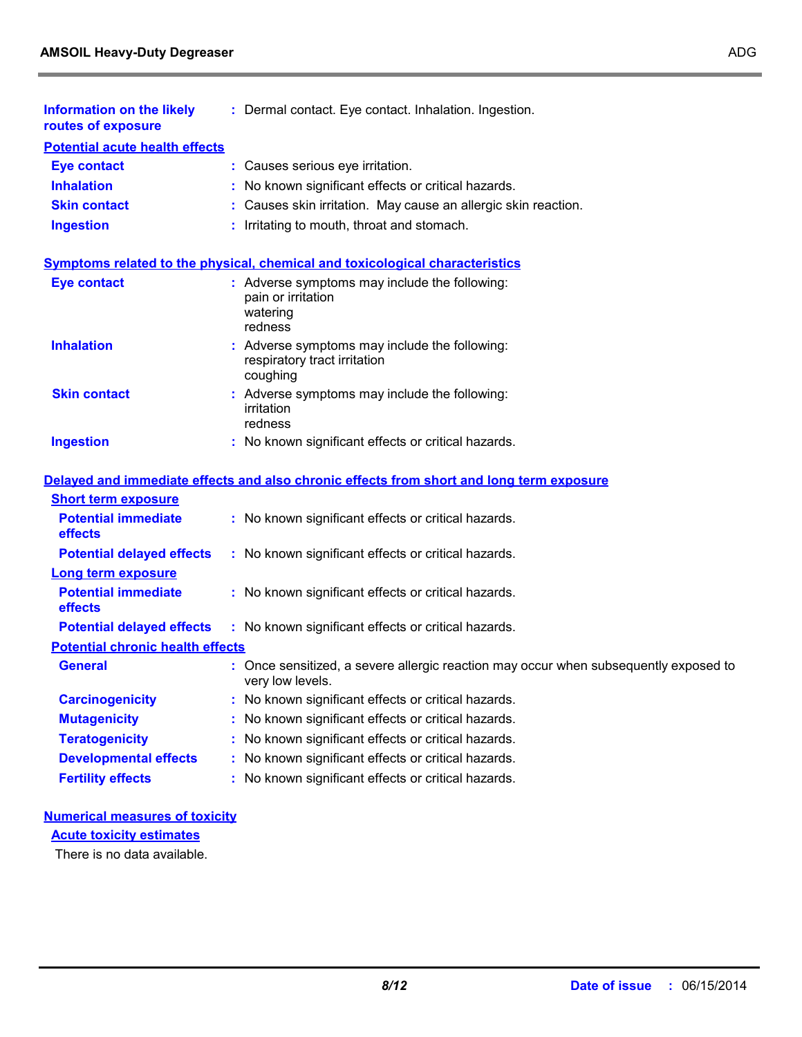**Information on the likely routes of exposure** : Dermal contact. Eye contact. Inhalation. Ingestion.

### Potential acute health effects

**Eye contact** : Causes serious eye irritation.

**Inhalation** : No known significant effects or critical hazards.

**Skin contact** : Causes skin irritation. May cause an allergic skin reaction.

**Ingestion** : Irritating to mouth, throat and stomach.

### Symptoms related to the physical, chemical and toxicological characteristics

**Eye contact** : Adverse symptoms may include the following:
pain or irritation
watering
redness

**Inhalation** : Adverse symptoms may include the following:
respiratory tract irritation
coughing

**Skin contact** : Adverse symptoms may include the following:
irritation
redness

**Ingestion** : No known significant effects or critical hazards.

### Delayed and immediate effects and also chronic effects from short and long term exposure

#### Short term exposure

**Potential immediate effects** : No known significant effects or critical hazards.

**Potential delayed effects** : No known significant effects or critical hazards.

#### Long term exposure

**Potential immediate effects** : No known significant effects or critical hazards.

**Potential delayed effects** : No known significant effects or critical hazards.

#### Potential chronic health effects

**General** : Once sensitized, a severe allergic reaction may occur when subsequently exposed to very low levels.

**Carcinogenicity** : No known significant effects or critical hazards.

**Mutagenicity** : No known significant effects or critical hazards.

**Teratogenicity** : No known significant effects or critical hazards.

**Developmental effects** : No known significant effects or critical hazards.

**Fertility effects** : No known significant effects or critical hazards.

### Numerical measures of toxicity

#### Acute toxicity estimates

There is no data available.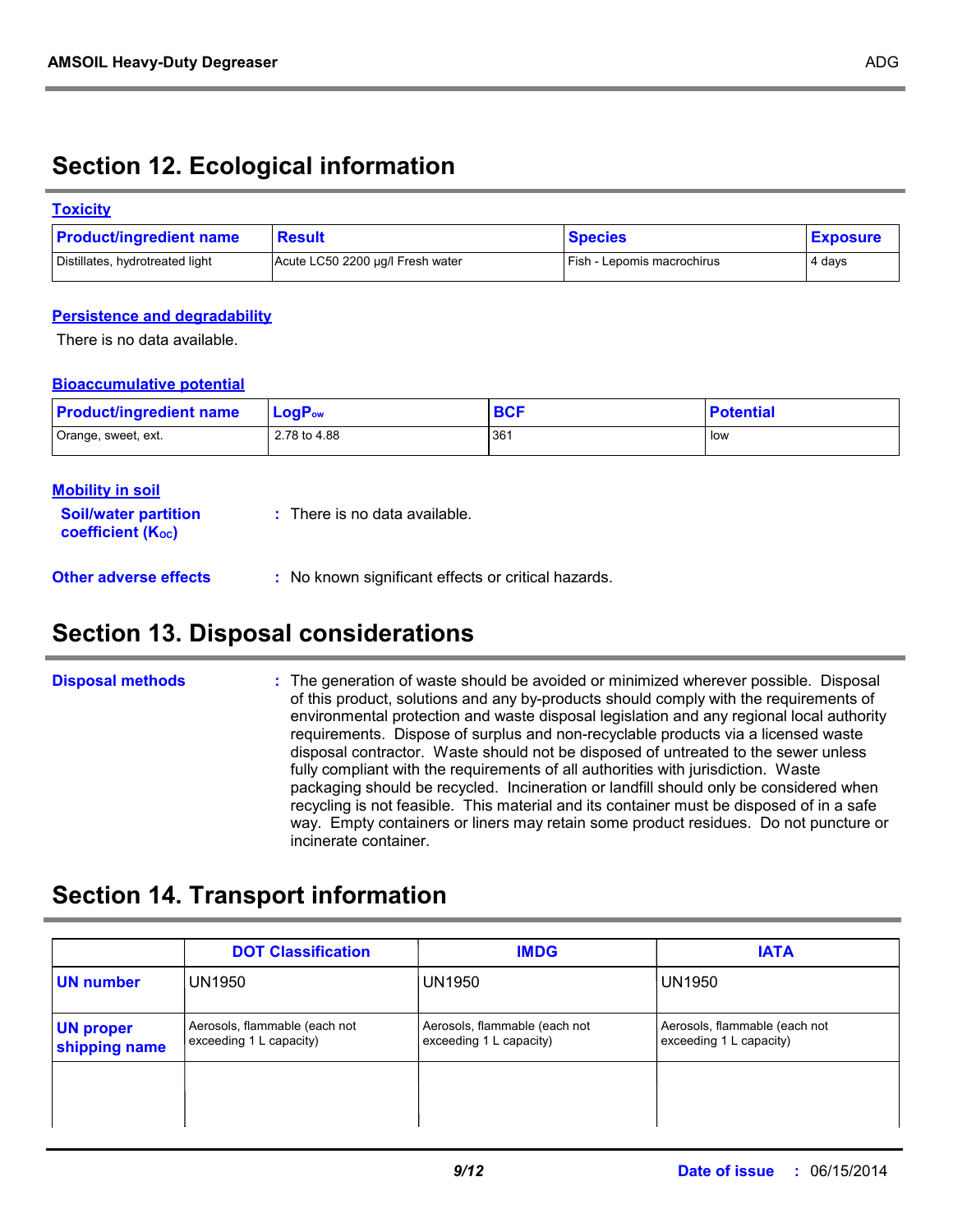## Section 12. Ecological information

### Toxicity

| Product/ingredient name | Result | Species | Exposure |
|---|---|---|---|
| Distillates, hydrotreated light | Acute LC50 2200 µg/l Fresh water | Fish - Lepomis macrochirus | 4 days |

### Persistence and degradability

There is no data available.

### Bioaccumulative potential

| Product/ingredient name | $LogP_{ow}$ | BCF | Potential |
|---|---|---|---|
| Orange, sweet, ext. | 2.78 to 4.88 | 361 | low |

### Mobility in soil

**Soil/water partition coefficient ($K_{OC}$)** : There is no data available.

**Other adverse effects** : No known significant effects or critical hazards.

## Section 13. Disposal considerations

**Disposal methods** : The generation of waste should be avoided or minimized wherever possible. Disposal of this product, solutions and any by-products should comply with the requirements of environmental protection and waste disposal legislation and any regional local authority requirements. Dispose of surplus and non-recyclable products via a licensed waste disposal contractor. Waste should not be disposed of untreated to the sewer unless fully compliant with the requirements of all authorities with jurisdiction. Waste packaging should be recycled. Incineration or landfill should only be considered when recycling is not feasible. This material and its container must be disposed of in a safe way. Empty containers or liners may retain some product residues. Do not puncture or incinerate container.

## Section 14. Transport information

| | DOT Classification | IMDG | IATA |
|---|---|---|---|
| **UN number** | UN1950 | UN1950 | UN1950 |
| **UN proper shipping name** | Aerosols, flammable (each not exceeding 1 L capacity) | Aerosols, flammable (each not exceeding 1 L capacity) | Aerosols, flammable (each not exceeding 1 L capacity) |
| | | | |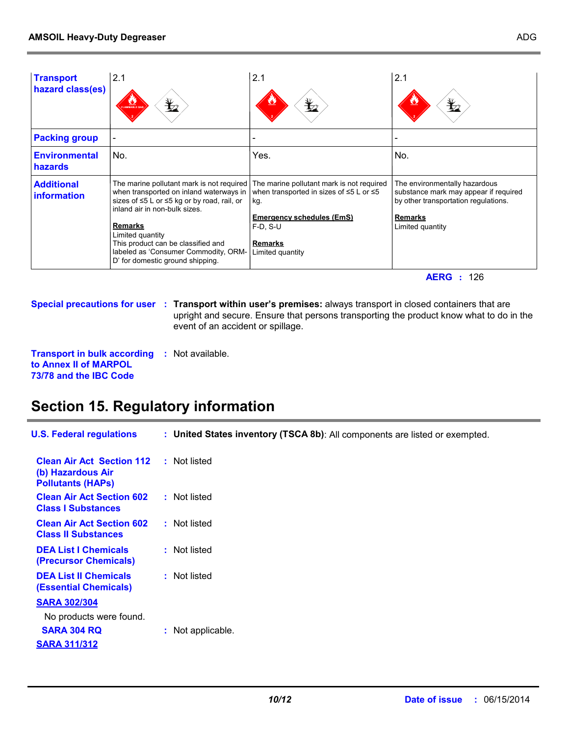| | | | |
|---|---|---|---|
| **Transport hazard class(es)** | 2.1 | 2.1 | 2.1 |
| **Packing group** | - | - | - |
| **Environmental hazards** | No. | Yes. | No. |
| **Additional information** | The marine pollutant mark is not required when transported on inland waterways in sizes of ≤5 L or ≤5 kg or by road, rail, or inland air in non-bulk sizes.<br><br>**Remarks**<br>Limited quantity<br>This product can be classified and labeled as 'Consumer Commodity, ORM-D' for domestic ground shipping. | The marine pollutant mark is not required when transported in sizes of ≤5 L or ≤5 kg.<br><br>**Emergency schedules (EmS)**<br>F-D, S-U<br><br>**Remarks**<br>Limited quantity | The environmentally hazardous substance mark may appear if required by other transportation regulations.<br><br>**Remarks**<br>Limited quantity |

**AERG** : 126

**Special precautions for user** : **Transport within user's premises:** always transport in closed containers that are upright and secure. Ensure that persons transporting the product know what to do in the event of an accident or spillage.

**Transport in bulk according to Annex II of MARPOL 73/78 and the IBC Code** : Not available.

# Section 15. Regulatory information

**U.S. Federal regulations** : **United States inventory (TSCA 8b)**: All components are listed or exempted.

**Clean Air Act Section 112 (b) Hazardous Air Pollutants (HAPs)** : Not listed

**Clean Air Act Section 602 Class I Substances** : Not listed

**Clean Air Act Section 602 Class II Substances** : Not listed

**DEA List I Chemicals (Precursor Chemicals)** : Not listed

**DEA List II Chemicals (Essential Chemicals)** : Not listed

**SARA 302/304**

No products were found.

**SARA 304 RQ** : Not applicable.

**SARA 311/312**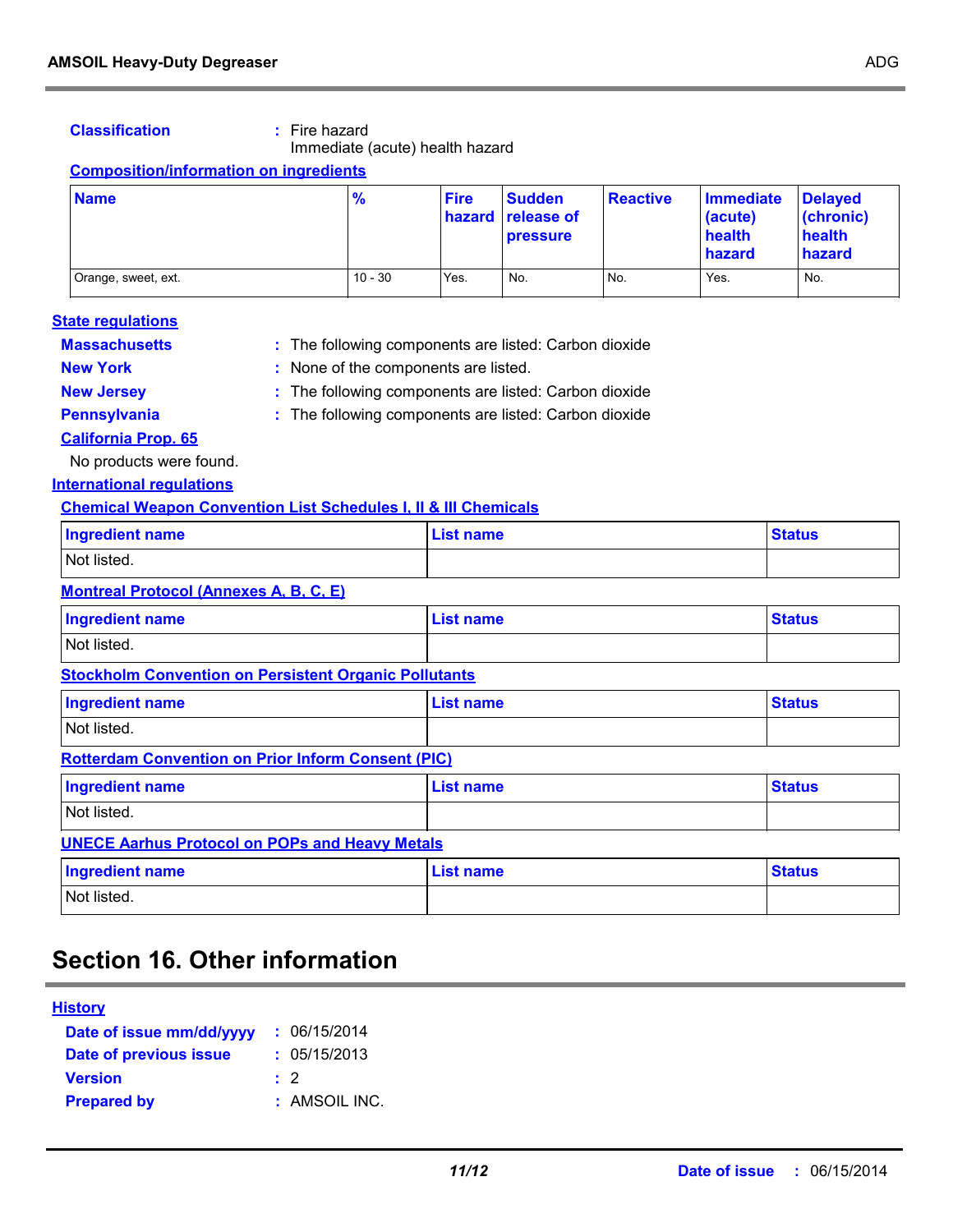**Classification** : Fire hazard
Immediate (acute) health hazard

**Composition/information on ingredients**

| Name | % | Fire hazard | Sudden release of pressure | Reactive | Immediate (acute) health hazard | Delayed (chronic) health hazard |
|---|---|---|---|---|---|---|
| Orange, sweet, ext. | 10 - 30 | Yes. | No. | No. | Yes. | No. |

**State regulations**

**Massachusetts** : The following components are listed: Carbon dioxide

**New York** : None of the components are listed.

**New Jersey** : The following components are listed: Carbon dioxide

**Pennsylvania** : The following components are listed: Carbon dioxide

**California Prop. 65**

No products were found.

**International regulations**

**Chemical Weapon Convention List Schedules I, II & III Chemicals**

| Ingredient name | List name | Status |
|---|---|---|
| Not listed. | | |

**Montreal Protocol (Annexes A, B, C, E)**

| Ingredient name | List name | Status |
|---|---|---|
| Not listed. | | |

**Stockholm Convention on Persistent Organic Pollutants**

| Ingredient name | List name | Status |
|---|---|---|
| Not listed. | | |

**Rotterdam Convention on Prior Inform Consent (PIC)**

| Ingredient name | List name | Status |
|---|---|---|
| Not listed. | | |

**UNECE Aarhus Protocol on POPs and Heavy Metals**

| Ingredient name | List name | Status |
|---|---|---|
| Not listed. | | |

# Section 16. Other information

**History**

**Date of issue mm/dd/yyyy** : 06/15/2014

**Date of previous issue** : 05/15/2013

**Version** : 2

**Prepared by** : AMSOIL INC.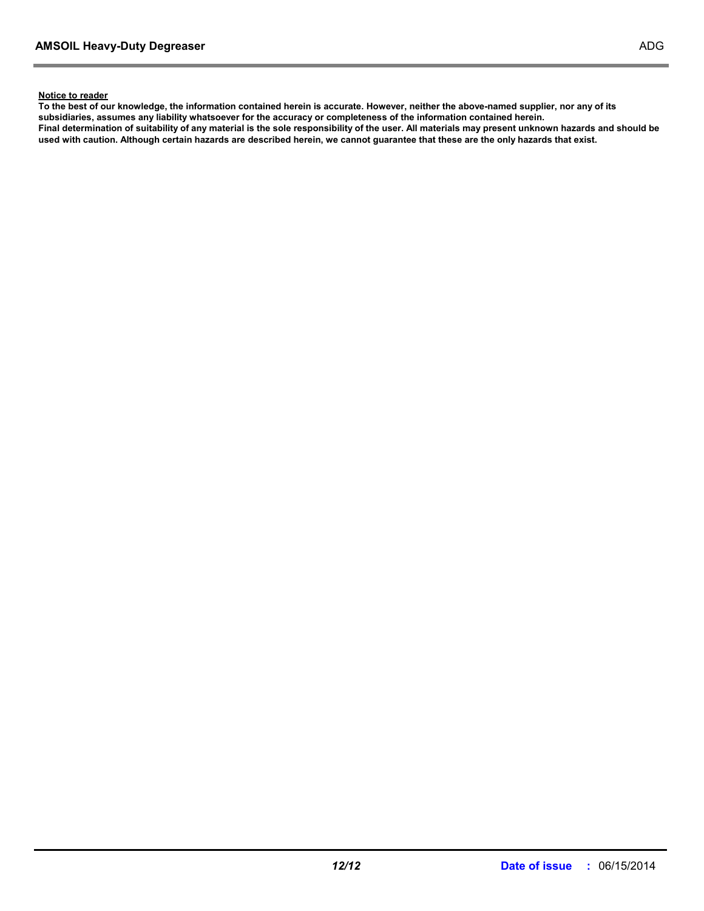**Notice to reader**

**To the best of our knowledge, the information contained herein is accurate. However, neither the above-named supplier, nor any of its subsidiaries, assumes any liability whatsoever for the accuracy or completeness of the information contained herein.**
**Final determination of suitability of any material is the sole responsibility of the user. All materials may present unknown hazards and should be used with caution. Although certain hazards are described herein, we cannot guarantee that these are the only hazards that exist.**